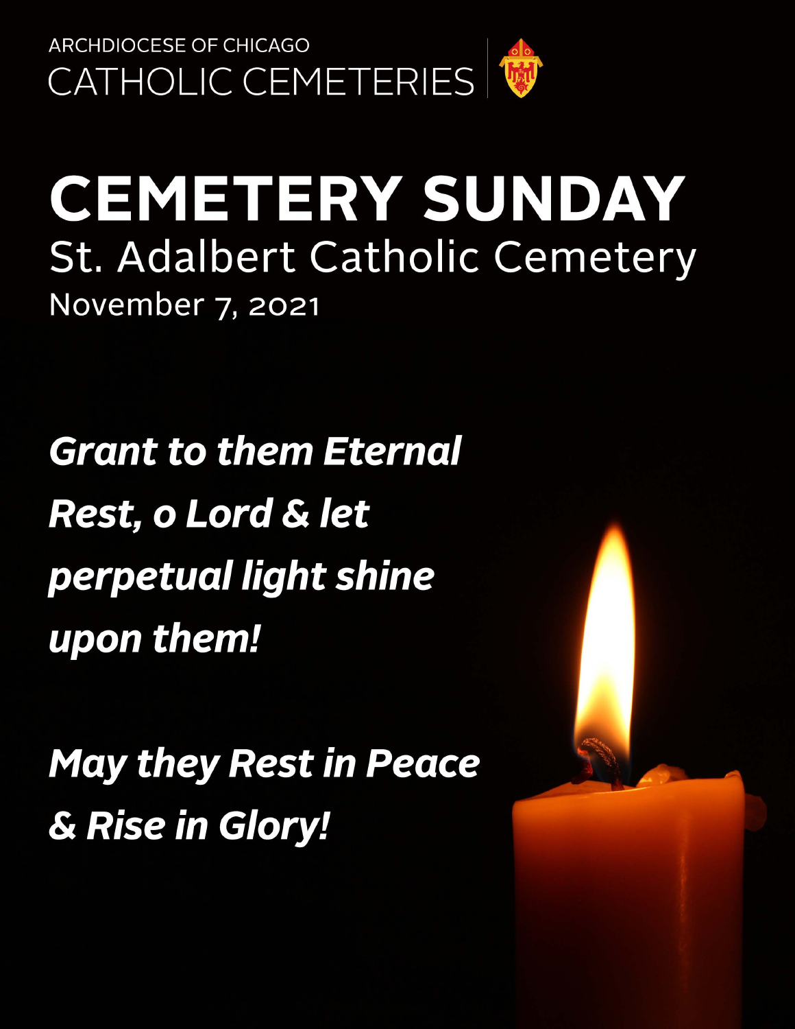ARCHDIOCESE OF CHICAGO

CATHOLIC CEMETERIES

# CEMETERY SUNDAY

## St. Adalbert Catholic Cemetery

November 7, 2021

***Grant to them Eternal Rest, o Lord & let perpetual light shine upon them!***

***May they Rest in Peace & Rise in Glory!***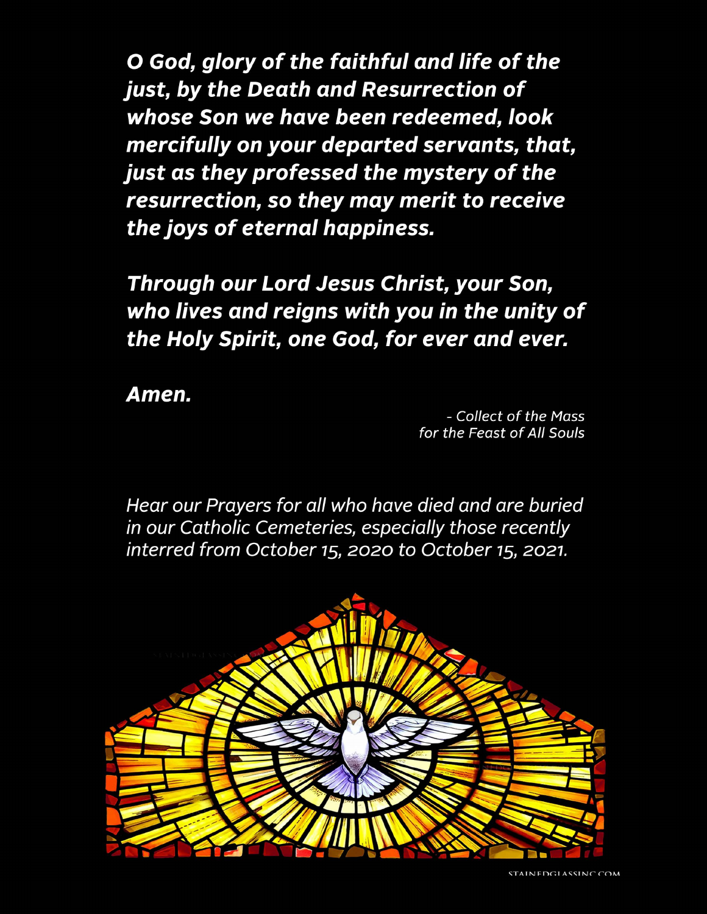***O God, glory of the faithful and life of the just, by the Death and Resurrection of whose Son we have been redeemed, look mercifully on your departed servants, that, just as they professed the mystery of the resurrection, so they may merit to receive the joys of eternal happiness.***

***Through our Lord Jesus Christ, your Son, who lives and reigns with you in the unity of the Holy Spirit, one God, for ever and ever.***

***Amen.***

*- Collect of the Mass for the Feast of All Souls*

*Hear our Prayers for all who have died and are buried in our Catholic Cemeteries, especially those recently interred from October 15, 2020 to October 15, 2021.*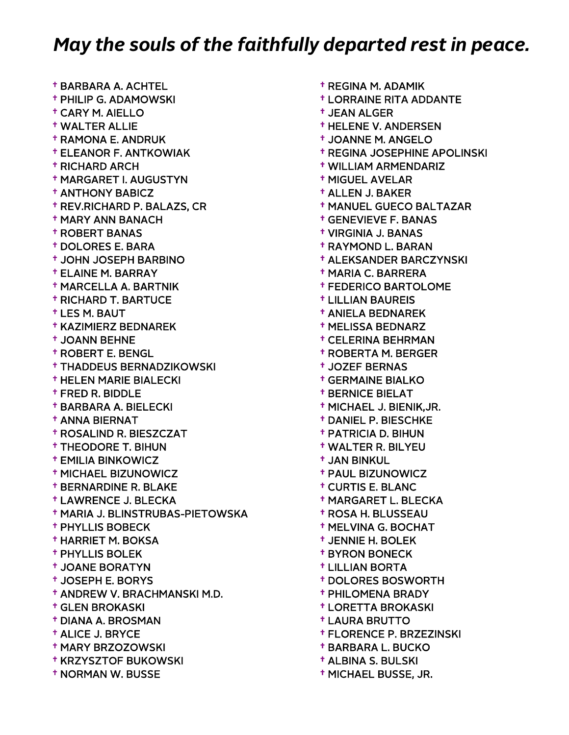# *May the souls of the faithfully departed rest in peace.*

- † BARBARA A. ACHTEL
- † PHILIP G. ADAMOWSKI
- † CARY M. AIELLO
- † WALTER ALLIE
- † RAMONA E. ANDRUK
- † ELEANOR F. ANTKOWIAK
- † RICHARD ARCH
- † MARGARET I. AUGUSTYN
- † ANTHONY BABICZ
- † REV.RICHARD P. BALAZS, CR
- † MARY ANN BANACH
- † ROBERT BANAS
- † DOLORES E. BARA
- † JOHN JOSEPH BARBINO
- † ELAINE M. BARRAY
- † MARCELLA A. BARTNIK
- † RICHARD T. BARTUCE
- † LES M. BAUT
- † KAZIMIERZ BEDNAREK
- † JOANN BEHNE
- † ROBERT E. BENGL
- † THADDEUS BERNADZIKOWSKI
- † HELEN MARIE BIALECKI
- † FRED R. BIDDLE
- † BARBARA A. BIELECKI
- † ANNA BIERNAT
- † ROSALIND R. BIESZCZAT
- † THEODORE T. BIHUN
- † EMILIA BINKOWICZ
- † MICHAEL BIZUNOWICZ
- † BERNARDINE R. BLAKE
- † LAWRENCE J. BLECKA
- † MARIA J. BLINSTRUBAS-PIETOWSKA
- † PHYLLIS BOBECK
- † HARRIET M. BOKSA
- † PHYLLIS BOLEK
- † JOANE BORATYN
- † JOSEPH E. BORYS
- † ANDREW V. BRACHMANSKI M.D.
- † GLEN BROKASKI
- † DIANA A. BROSMAN
- † ALICE J. BRYCE
- † MARY BRZOZOWSKI
- † KRZYSZTOF BUKOWSKI
- † NORMAN W. BUSSE
- † REGINA M. ADAMIK
- † LORRAINE RITA ADDANTE
- † JEAN ALGER
- † HELENE V. ANDERSEN
- † JOANNE M. ANGELO
- † REGINA JOSEPHINE APOLINSKI
- † WILLIAM ARMENDARIZ
- † MIGUEL AVELAR
- † ALLEN J. BAKER
- † MANUEL GUECO BALTAZAR
- † GENEVIEVE F. BANAS
- † VIRGINIA J. BANAS
- † RAYMOND L. BARAN
- † ALEKSANDER BARCZYNSKI
- † MARIA C. BARRERA
- † FEDERICO BARTOLOME
- † LILLIAN BAUREIS
- † ANIELA BEDNAREK
- † MELISSA BEDNARZ
- † CELERINA BEHRMAN
- † ROBERTA M. BERGER
- † JOZEF BERNAS
- † GERMAINE BIALKO
- † BERNICE BIELAT
- † MICHAEL J. BIENIK,JR.
- † DANIEL P. BIESCHKE
- † PATRICIA D. BIHUN
- † WALTER R. BILYEU
- † JAN BINKUL
- † PAUL BIZUNOWICZ
- † CURTIS E. BLANC
- † MARGARET L. BLECKA
- † ROSA H. BLUSSEAU
- † MELVINA G. BOCHAT
- † JENNIE H. BOLEK
- † BYRON BONECK
- † LILLIAN BORTA
- † DOLORES BOSWORTH
- † PHILOMENA BRADY
- † LORETTA BROKASKI
- † LAURA BRUTTO
- † FLORENCE P. BRZEZINSKI
- † BARBARA L. BUCKO
- † ALBINA S. BULSKI
- † MICHAEL BUSSE, JR.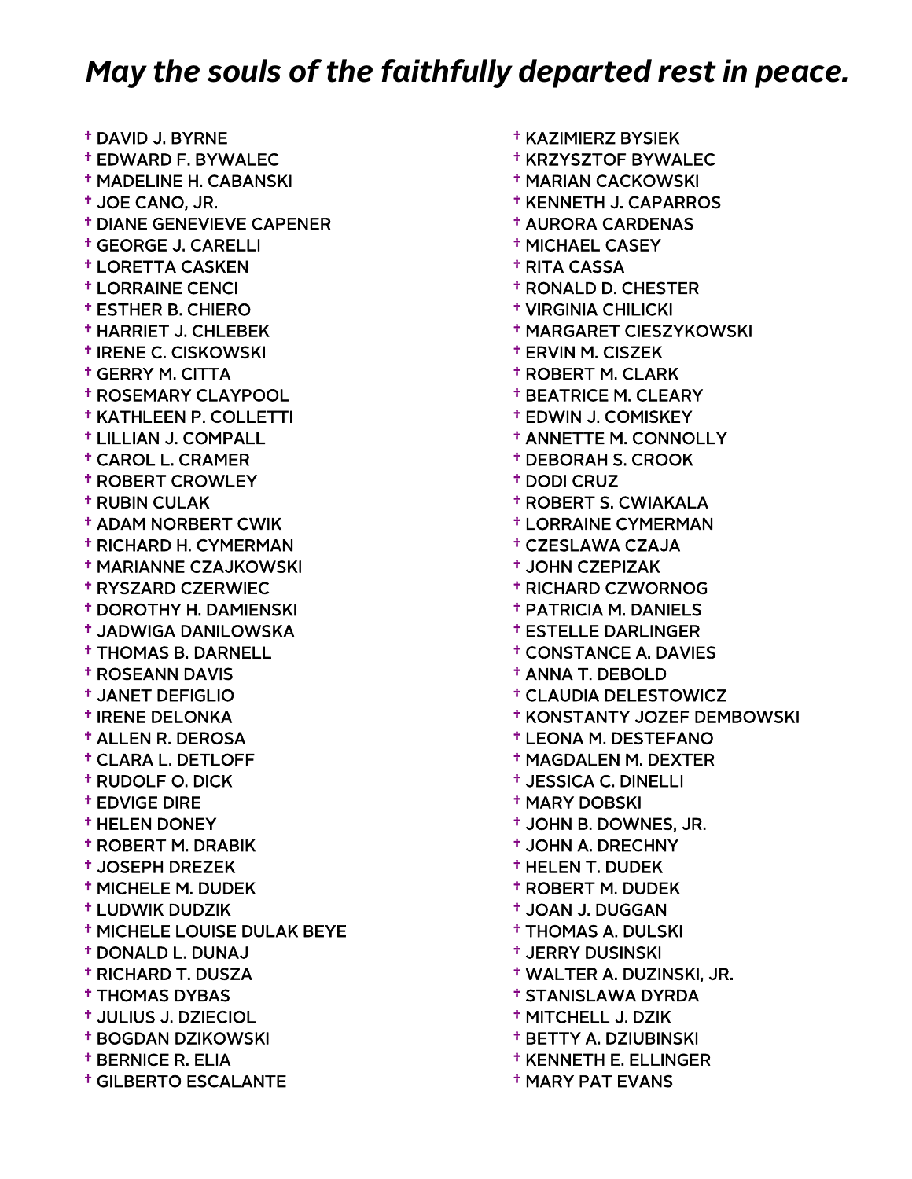## *May the souls of the faithfully departed rest in peace.*

- † DAVID J. BYRNE
- † EDWARD F. BYWALEC
- † MADELINE H. CABANSKI
- † JOE CANO, JR.
- † DIANE GENEVIEVE CAPENER
- † GEORGE J. CARELLI
- † LORETTA CASKEN
- † LORRAINE CENCI
- † ESTHER B. CHIERO
- † HARRIET J. CHLEBEK
- † IRENE C. CISKOWSKI
- † GERRY M. CITTA
- † ROSEMARY CLAYPOOL
- † KATHLEEN P. COLLETTI
- † LILLIAN J. COMPALL
- † CAROL L. CRAMER
- † ROBERT CROWLEY
- † RUBIN CULAK
- † ADAM NORBERT CWIK
- † RICHARD H. CYMERMAN
- † MARIANNE CZAJKOWSKI
- † RYSZARD CZERWIEC
- † DOROTHY H. DAMIENSKI
- † JADWIGA DANILOWSKA
- † THOMAS B. DARNELL
- † ROSEANN DAVIS
- † JANET DEFIGLIO
- † IRENE DELONKA
- † ALLEN R. DEROSA
- † CLARA L. DETLOFF
- † RUDOLF O. DICK
- † EDVIGE DIRE
- † HELEN DONEY
- † ROBERT M. DRABIK
- † JOSEPH DREZEK
- † MICHELE M. DUDEK
- † LUDWIK DUDZIK
- † MICHELE LOUISE DULAK BEYE
- † DONALD L. DUNAJ
- † RICHARD T. DUSZA
- † THOMAS DYBAS
- † JULIUS J. DZIECIOL
- † BOGDAN DZIKOWSKI
- † BERNICE R. ELIA
- † GILBERTO ESCALANTE
- † KAZIMIERZ BYSIEK
- † KRZYSZTOF BYWALEC
- † MARIAN CACKOWSKI
- † KENNETH J. CAPARROS
- † AURORA CARDENAS
- † MICHAEL CASEY
- † RITA CASSA
- † RONALD D. CHESTER
- † VIRGINIA CHILICKI
- † MARGARET CIESZYKOWSKI
- † ERVIN M. CISZEK
- † ROBERT M. CLARK
- † BEATRICE M. CLEARY
- † EDWIN J. COMISKEY
- † ANNETTE M. CONNOLLY
- † DEBORAH S. CROOK
- † DODI CRUZ
- † ROBERT S. CWIAKALA
- † LORRAINE CYMERMAN
- † CZESLAWA CZAJA
- † JOHN CZEPIZAK
- † RICHARD CZWORNOG
- † PATRICIA M. DANIELS
- † ESTELLE DARLINGER
- † CONSTANCE A. DAVIES
- † ANNA T. DEBOLD
- † CLAUDIA DELESTOWICZ
- † KONSTANTY JOZEF DEMBOWSKI
- † LEONA M. DESTEFANO
- † MAGDALEN M. DEXTER
- † JESSICA C. DINELLI
- † MARY DOBSKI
- † JOHN B. DOWNES, JR.
- † JOHN A. DRECHNY
- † HELEN T. DUDEK
- † ROBERT M. DUDEK
- † JOAN J. DUGGAN
- † THOMAS A. DULSKI
- † JERRY DUSINSKI
- † WALTER A. DUZINSKI, JR.
- † STANISLAWA DYRDA
- † MITCHELL J. DZIK
- † BETTY A. DZIUBINSKI
- † KENNETH E. ELLINGER
- † MARY PAT EVANS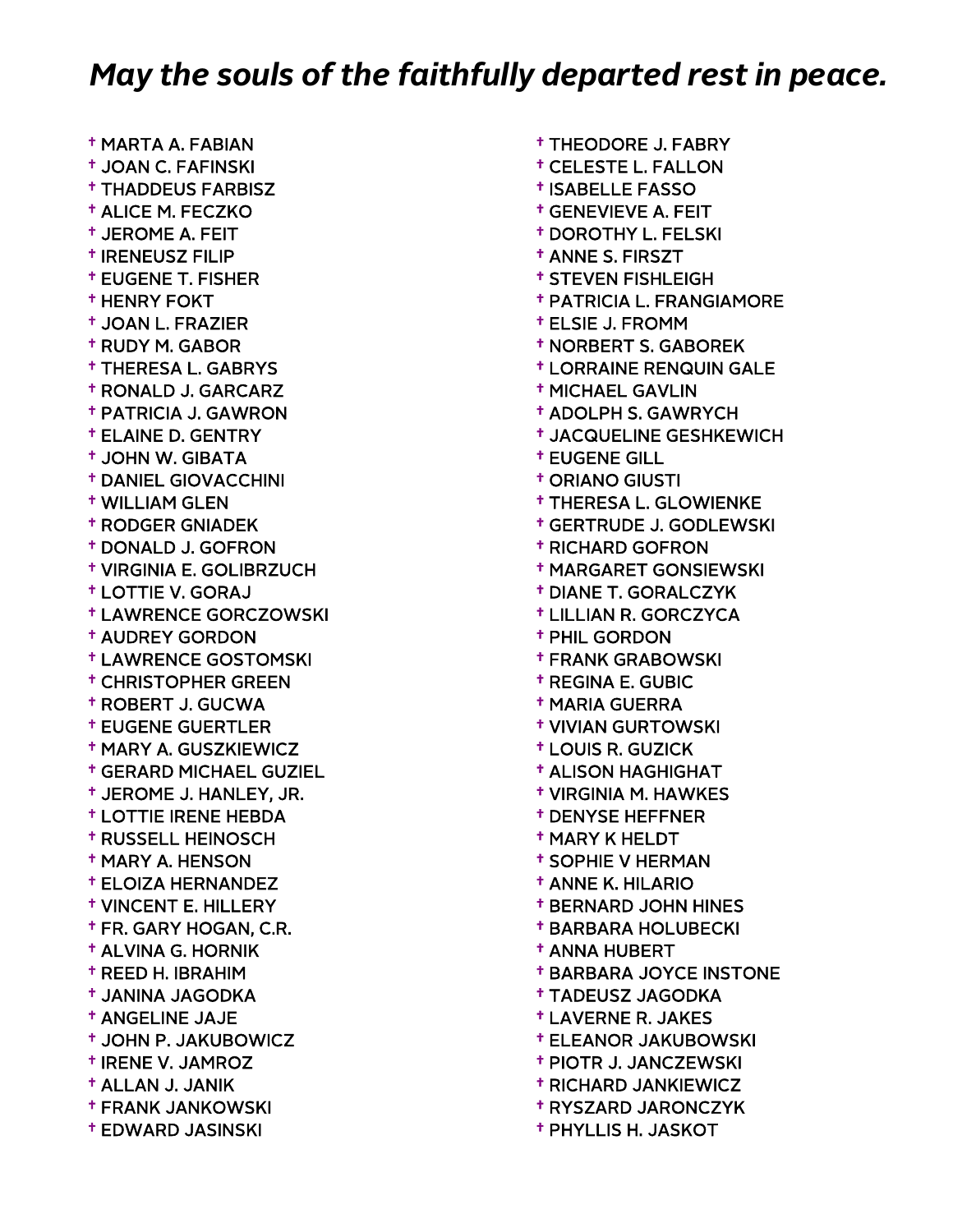# *May the souls of the faithfully departed rest in peace.*

- † MARTA A. FABIAN
- † JOAN C. FAFINSKI
- † THADDEUS FARBISZ
- † ALICE M. FECZKO
- † JEROME A. FEIT
- † IRENEUSZ FILIP
- † EUGENE T. FISHER
- † HENRY FOKT
- † JOAN L. FRAZIER
- † RUDY M. GABOR
- † THERESA L. GABRYS
- † RONALD J. GARCARZ
- † PATRICIA J. GAWRON
- † ELAINE D. GENTRY
- † JOHN W. GIBATA
- † DANIEL GIOVACCHINI
- † WILLIAM GLEN
- † RODGER GNIADEK
- † DONALD J. GOFRON
- † VIRGINIA E. GOLIBRZUCH
- † LOTTIE V. GORAJ
- † LAWRENCE GORCZOWSKI
- † AUDREY GORDON
- † LAWRENCE GOSTOMSKI
- † CHRISTOPHER GREEN
- † ROBERT J. GUCWA
- † EUGENE GUERTLER
- † MARY A. GUSZKIEWICZ
- † GERARD MICHAEL GUZIEL
- † JEROME J. HANLEY, JR.
- † LOTTIE IRENE HEBDA
- † RUSSELL HEINOSCH
- † MARY A. HENSON
- † ELOIZA HERNANDEZ
- † VINCENT E. HILLERY
- † FR. GARY HOGAN, C.R.
- † ALVINA G. HORNIK
- † REED H. IBRAHIM
- † JANINA JAGODKA
- † ANGELINE JAJE
- † JOHN P. JAKUBOWICZ
- † IRENE V. JAMROZ
- † ALLAN J. JANIK
- † FRANK JANKOWSKI
- † EDWARD JASINSKI
- † THEODORE J. FABRY
- † CELESTE L. FALLON
- † ISABELLE FASSO
- † GENEVIEVE A. FEIT
- † DOROTHY L. FELSKI
- † ANNE S. FIRSZT
- † STEVEN FISHLEIGH
- † PATRICIA L. FRANGIAMORE
- † ELSIE J. FROMM
- † NORBERT S. GABOREK
- † LORRAINE RENQUIN GALE
- † MICHAEL GAVLIN
- † ADOLPH S. GAWRYCH
- † JACQUELINE GESHKEWICH
- † EUGENE GILL
- † ORIANO GIUSTI
- † THERESA L. GLOWIENKE
- † GERTRUDE J. GODLEWSKI
- † RICHARD GOFRON
- † MARGARET GONSIEWSKI
- † DIANE T. GORALCZYK
- † LILLIAN R. GORCZYCA
- † PHIL GORDON
- † FRANK GRABOWSKI
- † REGINA E. GUBIC
- † MARIA GUERRA
- † VIVIAN GURTOWSKI
- † LOUIS R. GUZICK
- † ALISON HAGHIGHAT
- † VIRGINIA M. HAWKES
- † DENYSE HEFFNER
- † MARY K HELDT
- † SOPHIE V HERMAN
- † ANNE K. HILARIO
- † BERNARD JOHN HINES
- † BARBARA HOLUBECKI
- † ANNA HUBERT
- † BARBARA JOYCE INSTONE
- † TADEUSZ JAGODKA
- † LAVERNE R. JAKES
- † ELEANOR JAKUBOWSKI
- † PIOTR J. JANCZEWSKI
- † RICHARD JANKIEWICZ
- † RYSZARD JARONCZYK
- † PHYLLIS H. JASKOT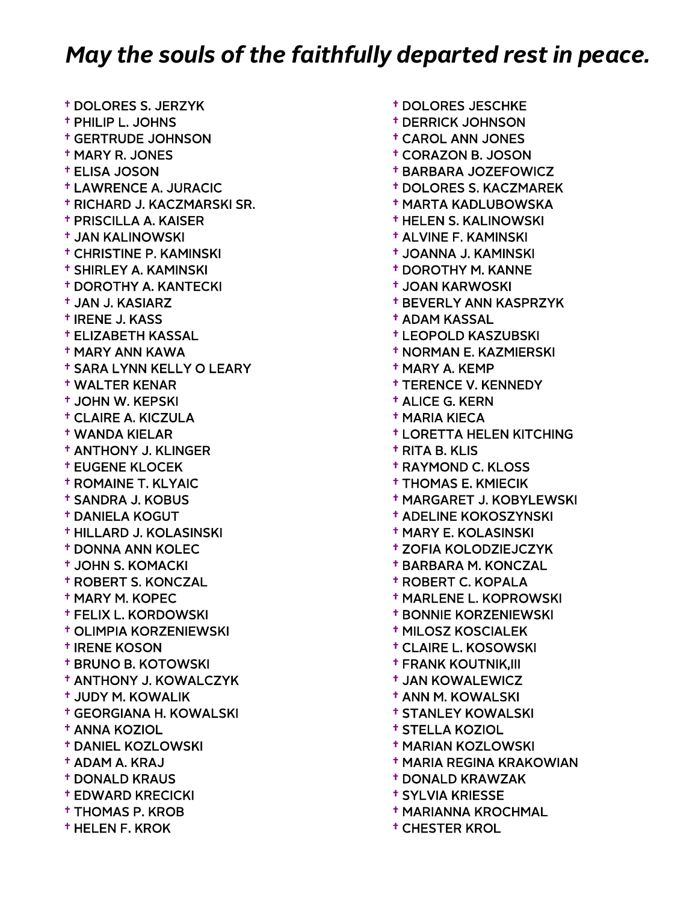# *May the souls of the faithfully departed rest in peace.*

- † DOLORES S. JERZYK
- † PHILIP L. JOHNS
- † GERTRUDE JOHNSON
- † MARY R. JONES
- † ELISA JOSON
- † LAWRENCE A. JURACIC
- † RICHARD J. KACZMARSKI SR.
- † PRISCILLA A. KAISER
- † JAN KALINOWSKI
- † CHRISTINE P. KAMINSKI
- † SHIRLEY A. KAMINSKI
- † DOROTHY A. KANTECKI
- † JAN J. KASIARZ
- † IRENE J. KASS
- † ELIZABETH KASSAL
- † MARY ANN KAWA
- † SARA LYNN KELLY O LEARY
- † WALTER KENAR
- † JOHN W. KEPSKI
- † CLAIRE A. KICZULA
- † WANDA KIELAR
- † ANTHONY J. KLINGER
- † EUGENE KLOCEK
- † ROMAINE T. KLYAIC
- † SANDRA J. KOBUS
- † DANIELA KOGUT
- † HILLARD J. KOLASINSKI
- † DONNA ANN KOLEC
- † JOHN S. KOMACKI
- † ROBERT S. KONCZAL
- † MARY M. KOPEC
- † FELIX L. KORDOWSKI
- † OLIMPIA KORZENIEWSKI
- † IRENE KOSON
- † BRUNO B. KOTOWSKI
- † ANTHONY J. KOWALCZYK
- † JUDY M. KOWALIK
- † GEORGIANA H. KOWALSKI
- † ANNA KOZIOL
- † DANIEL KOZLOWSKI
- † ADAM A. KRAJ
- † DONALD KRAUS
- † EDWARD KRECICKI
- † THOMAS P. KROB
- † HELEN F. KROK
- † DOLORES JESCHKE
- † DERRICK JOHNSON
- † CAROL ANN JONES
- † CORAZON B. JOSON
- † BARBARA JOZEFOWICZ
- † DOLORES S. KACZMAREK
- † MARTA KADLUBOWSKA
- † HELEN S. KALINOWSKI
- † ALVINE F. KAMINSKI
- † JOANNA J. KAMINSKI
- † DOROTHY M. KANNE
- † JOAN KARWOSKI
- † BEVERLY ANN KASPRZYK
- † ADAM KASSAL
- † LEOPOLD KASZUBSKI
- † NORMAN E. KAZMIERSKI
- † MARY A. KEMP
- † TERENCE V. KENNEDY
- † ALICE G. KERN
- † MARIA KIECA
- † LORETTA HELEN KITCHING
- † RITA B. KLIS
- † RAYMOND C. KLOSS
- † THOMAS E. KMIECIK
- † MARGARET J. KOBYLEWSKI
- † ADELINE KOKOSZYNSKI
- † MARY E. KOLASINSKI
- † ZOFIA KOLODZIEJCZYK
- † BARBARA M. KONCZAL
- † ROBERT C. KOPALA
- † MARLENE L. KOPROWSKI
- † BONNIE KORZENIEWSKI
- † MILOSZ KOSCIALEK
- † CLAIRE L. KOSOWSKI
- † FRANK KOUTNIK,III
- † JAN KOWALEWICZ
- † ANN M. KOWALSKI
- † STANLEY KOWALSKI
- † STELLA KOZIOL
- † MARIAN KOZLOWSKI
- † MARIA REGINA KRAKOWIAN
- † DONALD KRAWZAK
- † SYLVIA KRIESSE
- † MARIANNA KROCHMAL
- † CHESTER KROL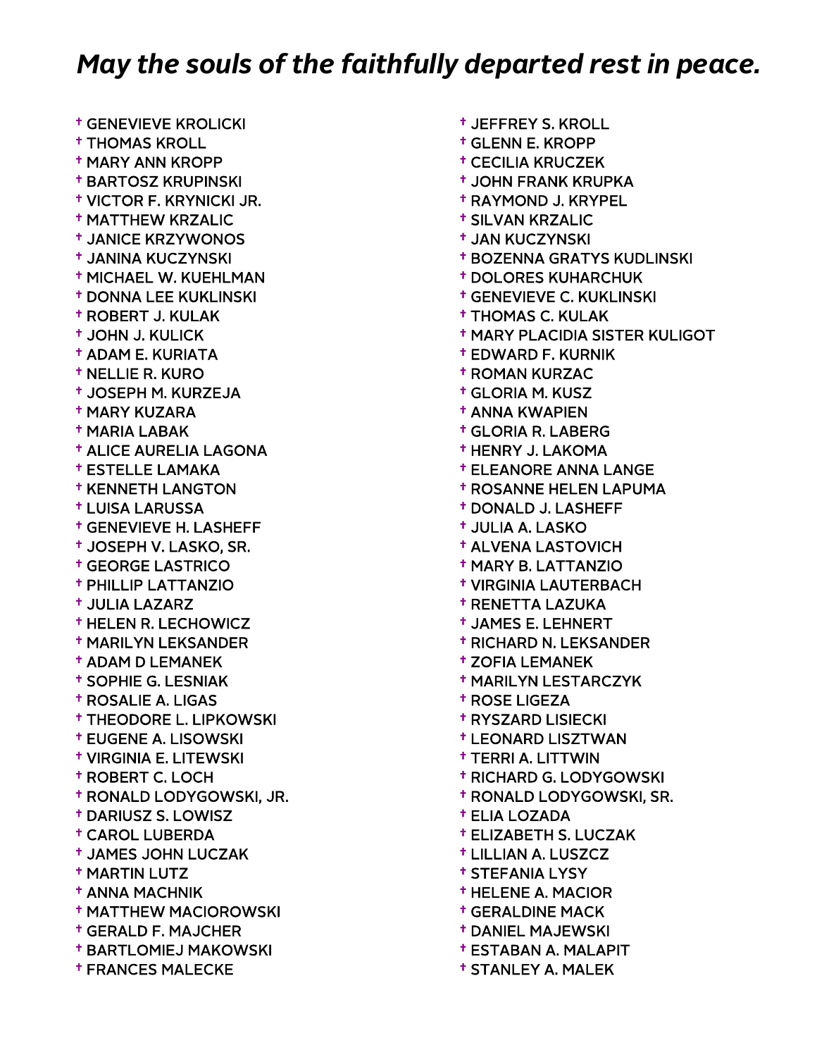## *May the souls of the faithfully departed rest in peace.*

- † GENEVIEVE KROLICKI
- † THOMAS KROLL
- † MARY ANN KROPP
- † BARTOSZ KRUPINSKI
- † VICTOR F. KRYNICKI JR.
- † MATTHEW KRZALIC
- † JANICE KRZYWONOS
- † JANINA KUCZYNSKI
- † MICHAEL W. KUEHLMAN
- † DONNA LEE KUKLINSKI
- † ROBERT J. KULAK
- † JOHN J. KULICK
- † ADAM E. KURIATA
- † NELLIE R. KURO
- † JOSEPH M. KURZEJA
- † MARY KUZARA
- † MARIA LABAK
- † ALICE AURELIA LAGONA
- † ESTELLE LAMAKA
- † KENNETH LANGTON
- † LUISA LARUSSA
- † GENEVIEVE H. LASHEFF
- † JOSEPH V. LASKO, SR.
- † GEORGE LASTRICO
- † PHILLIP LATTANZIO
- † JULIA LAZARZ
- † HELEN R. LECHOWICZ
- † MARILYN LEKSANDER
- † ADAM D LEMANEK
- † SOPHIE G. LESNIAK
- † ROSALIE A. LIGAS
- † THEODORE L. LIPKOWSKI
- † EUGENE A. LISOWSKI
- † VIRGINIA E. LITEWSKI
- † ROBERT C. LOCH
- † RONALD LODYGOWSKI, JR.
- † DARIUSZ S. LOWISZ
- † CAROL LUBERDA
- † JAMES JOHN LUCZAK
- † MARTIN LUTZ
- † ANNA MACHNIK
- † MATTHEW MACIOROWSKI
- † GERALD F. MAJCHER
- † BARTLOMIEJ MAKOWSKI
- † FRANCES MALECKE
- † JEFFREY S. KROLL
- † GLENN E. KROPP
- † CECILIA KRUCZEK
- † JOHN FRANK KRUPKA
- † RAYMOND J. KRYPEL
- † SILVAN KRZALIC
- † JAN KUCZYNSKI
- † BOZENNA GRATYS KUDLINSKI
- † DOLORES KUHARCHUK
- † GENEVIEVE C. KUKLINSKI
- † THOMAS C. KULAK
- † MARY PLACIDIA SISTER KULIGOT
- † EDWARD F. KURNIK
- † ROMAN KURZAC
- † GLORIA M. KUSZ
- † ANNA KWAPIEN
- † GLORIA R. LABERG
- † HENRY J. LAKOMA
- † ELEANORE ANNA LANGE
- † ROSANNE HELEN LAPUMA
- † DONALD J. LASHEFF
- † JULIA A. LASKO
- † ALVENA LASTOVICH
- † MARY B. LATTANZIO
- † VIRGINIA LAUTERBACH
- † RENETTA LAZUKA
- † JAMES E. LEHNERT
- † RICHARD N. LEKSANDER
- † ZOFIA LEMANEK
- † MARILYN LESTARCZYK
- † ROSE LIGEZA
- † RYSZARD LISIECKI
- † LEONARD LISZTWAN
- † TERRI A. LITTWIN
- † RICHARD G. LODYGOWSKI
- † RONALD LODYGOWSKI, SR.
- † ELIA LOZADA
- † ELIZABETH S. LUCZAK
- † LILLIAN A. LUSZCZ
- † STEFANIA LYSY
- † HELENE A. MACIOR
- † GERALDINE MACK
- † DANIEL MAJEWSKI
- † ESTABAN A. MALAPIT
- † STANLEY A. MALEK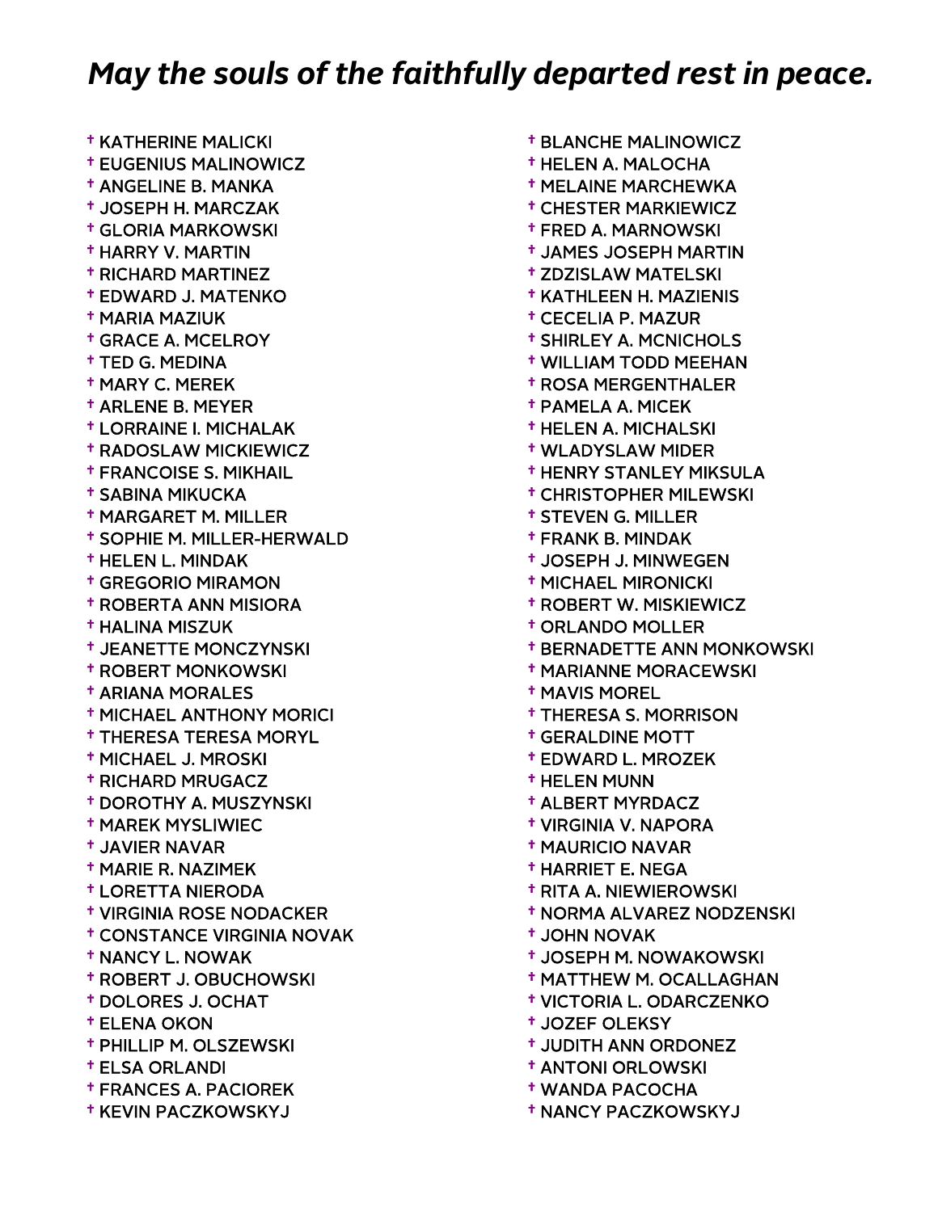## *May the souls of the faithfully departed rest in peace.*

- † KATHERINE MALICKI
- † EUGENIUS MALINOWICZ
- † ANGELINE B. MANKA
- † JOSEPH H. MARCZAK
- † GLORIA MARKOWSKI
- † HARRY V. MARTIN
- † RICHARD MARTINEZ
- † EDWARD J. MATENKO
- † MARIA MAZIUK
- † GRACE A. MCELROY
- † TED G. MEDINA
- † MARY C. MEREK
- † ARLENE B. MEYER
- † LORRAINE I. MICHALAK
- † RADOSLAW MICKIEWICZ
- † FRANCOISE S. MIKHAIL
- † SABINA MIKUCKA
- † MARGARET M. MILLER
- † SOPHIE M. MILLER-HERWALD
- † HELEN L. MINDAK
- † GREGORIO MIRAMON
- † ROBERTA ANN MISIORA
- † HALINA MISZUK
- † JEANETTE MONCZYNSKI
- † ROBERT MONKOWSKI
- † ARIANA MORALES
- † MICHAEL ANTHONY MORICI
- † THERESA TERESA MORYL
- † MICHAEL J. MROSKI
- † RICHARD MRUGACZ
- † DOROTHY A. MUSZYNSKI
- † MAREK MYSLIWIEC
- † JAVIER NAVAR
- † MARIE R. NAZIMEK
- † LORETTA NIERODA
- † VIRGINIA ROSE NODACKER
- † CONSTANCE VIRGINIA NOVAK
- † NANCY L. NOWAK
- † ROBERT J. OBUCHOWSKI
- † DOLORES J. OCHAT
- † ELENA OKON
- † PHILLIP M. OLSZEWSKI
- † ELSA ORLANDI
- † FRANCES A. PACIOREK
- † KEVIN PACZKOWSKYJ
- † BLANCHE MALINOWICZ
- † HELEN A. MALOCHA
- † MELAINE MARCHEWKA
- † CHESTER MARKIEWICZ
- † FRED A. MARNOWSKI
- † JAMES JOSEPH MARTIN
- † ZDZISLAW MATELSKI
- † KATHLEEN H. MAZIENIS
- † CECELIA P. MAZUR
- † SHIRLEY A. MCNICHOLS
- † WILLIAM TODD MEEHAN
- † ROSA MERGENTHALER
- † PAMELA A. MICEK
- † HELEN A. MICHALSKI
- † WLADYSLAW MIDER
- † HENRY STANLEY MIKSULA
- † CHRISTOPHER MILEWSKI
- † STEVEN G. MILLER
- † FRANK B. MINDAK
- † JOSEPH J. MINWEGEN
- † MICHAEL MIRONICKI
- † ROBERT W. MISKIEWICZ
- † ORLANDO MOLLER
- † BERNADETTE ANN MONKOWSKI
- † MARIANNE MORACEWSKI
- † MAVIS MOREL
- † THERESA S. MORRISON
- † GERALDINE MOTT
- † EDWARD L. MROZEK
- † HELEN MUNN
- † ALBERT MYRDACZ
- † VIRGINIA V. NAPORA
- † MAURICIO NAVAR
- † HARRIET E. NEGA
- † RITA A. NIEWIEROWSKI
- † NORMA ALVAREZ NODZENSKI
- † JOHN NOVAK
- † JOSEPH M. NOWAKOWSKI
- † MATTHEW M. OCALLAGHAN
- † VICTORIA L. ODARCZENKO
- † JOZEF OLEKSY
- † JUDITH ANN ORDONEZ
- † ANTONI ORLOWSKI
- † WANDA PACOCHA
- † NANCY PACZKOWSKYJ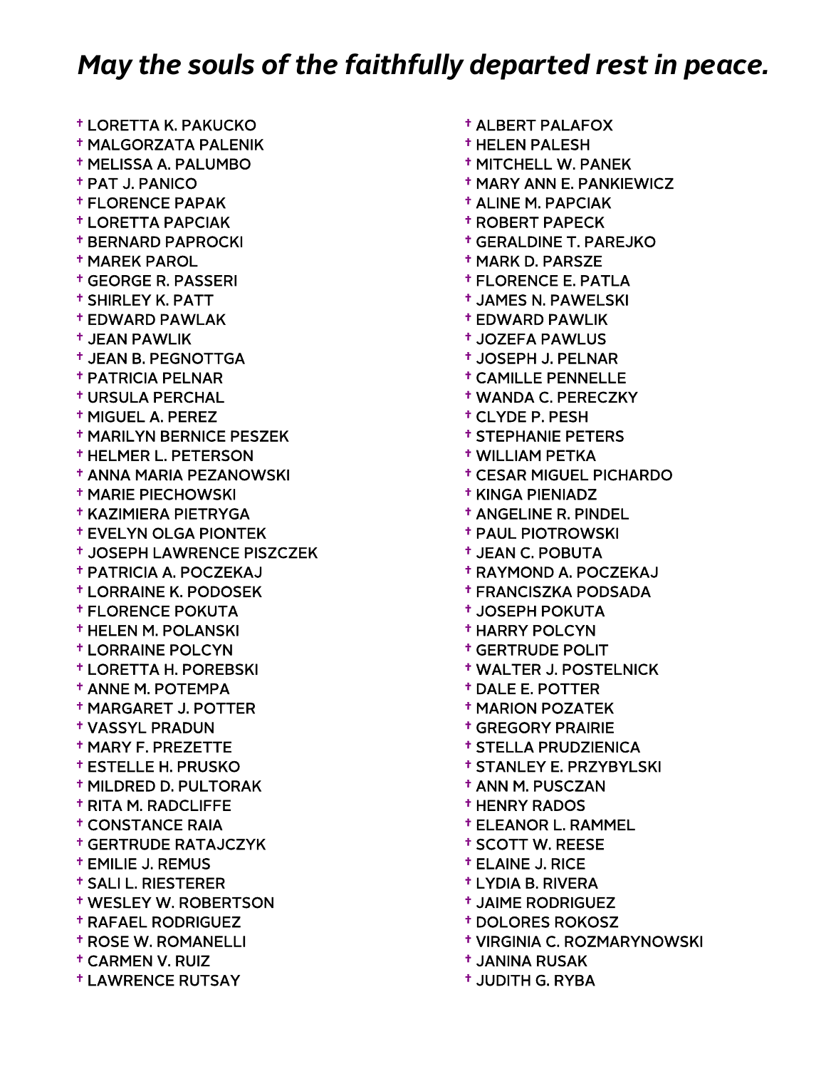# *May the souls of the faithfully departed rest in peace.*

- † LORETTA K. PAKUCKO
- † MALGORZATA PALENIK
- † MELISSA A. PALUMBO
- † PAT J. PANICO
- † FLORENCE PAPAK
- † LORETTA PAPCIAK
- † BERNARD PAPROCKI
- † MAREK PAROL
- † GEORGE R. PASSERI
- † SHIRLEY K. PATT
- † EDWARD PAWLAK
- † JEAN PAWLIK
- † JEAN B. PEGNOTTGA
- † PATRICIA PELNAR
- † URSULA PERCHAL
- † MIGUEL A. PEREZ
- † MARILYN BERNICE PESZEK
- † HELMER L. PETERSON
- † ANNA MARIA PEZANOWSKI
- † MARIE PIECHOWSKI
- † KAZIMIERA PIETRYGA
- † EVELYN OLGA PIONTEK
- † JOSEPH LAWRENCE PISZCZEK
- † PATRICIA A. POCZEKAJ
- † LORRAINE K. PODOSEK
- † FLORENCE POKUTA
- † HELEN M. POLANSKI
- † LORRAINE POLCYN
- † LORETTA H. POREBSKI
- † ANNE M. POTEMPA
- † MARGARET J. POTTER
- † VASSYL PRADUN
- † MARY F. PREZETTE
- † ESTELLE H. PRUSKO
- † MILDRED D. PULTORAK
- † RITA M. RADCLIFFE
- † CONSTANCE RAIA
- † GERTRUDE RATAJCZYK
- † EMILIE J. REMUS
- † SALI L. RIESTERER
- † WESLEY W. ROBERTSON
- † RAFAEL RODRIGUEZ
- † ROSE W. ROMANELLI
- † CARMEN V. RUIZ
- † LAWRENCE RUTSAY
- † ALBERT PALAFOX
- † HELEN PALESH
- † MITCHELL W. PANEK
- † MARY ANN E. PANKIEWICZ
- † ALINE M. PAPCIAK
- † ROBERT PAPECK
- † GERALDINE T. PAREJKO
- † MARK D. PARSZE
- † FLORENCE E. PATLA
- † JAMES N. PAWELSKI
- † EDWARD PAWLIK
- † JOZEFA PAWLUS
- † JOSEPH J. PELNAR
- † CAMILLE PENNELLE
- † WANDA C. PERECZKY
- † CLYDE P. PESH
- † STEPHANIE PETERS
- † WILLIAM PETKA
- † CESAR MIGUEL PICHARDO
- † KINGA PIENIADZ
- † ANGELINE R. PINDEL
- † PAUL PIOTROWSKI
- † JEAN C. POBUTA
- † RAYMOND A. POCZEKAJ
- † FRANCISZKA PODSADA
- † JOSEPH POKUTA
- † HARRY POLCYN
- † GERTRUDE POLIT
- † WALTER J. POSTELNICK
- † DALE E. POTTER
- † MARION POZATEK
- † GREGORY PRAIRIE
- † STELLA PRUDZIENICA
- † STANLEY E. PRZYBYLSKI
- † ANN M. PUSCZAN
- † HENRY RADOS
- † ELEANOR L. RAMMEL
- † SCOTT W. REESE
- † ELAINE J. RICE
- † LYDIA B. RIVERA
- † JAIME RODRIGUEZ
- † DOLORES ROKOSZ
- † VIRGINIA C. ROZMARYNOWSKI
- † JANINA RUSAK
- † JUDITH G. RYBA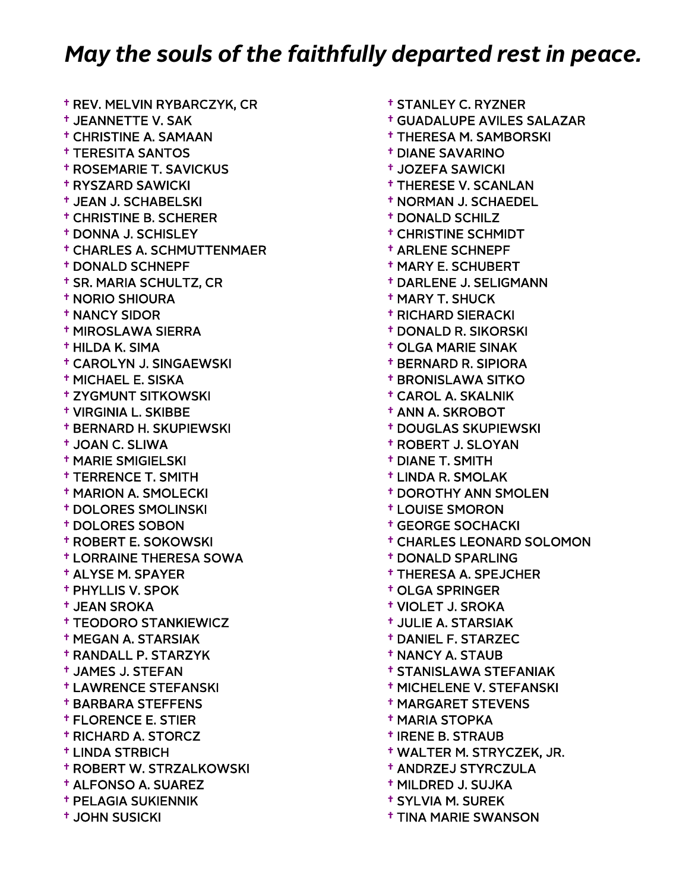# *May the souls of the faithfully departed rest in peace.*

- † REV. MELVIN RYBARCZYK, CR
- † JEANNETTE V. SAK
- † CHRISTINE A. SAMAAN
- † TERESITA SANTOS
- † ROSEMARIE T. SAVICKUS
- † RYSZARD SAWICKI
- † JEAN J. SCHABELSKI
- † CHRISTINE B. SCHERER
- † DONNA J. SCHISLEY
- † CHARLES A. SCHMUTTENMAER
- † DONALD SCHNEPF
- † SR. MARIA SCHULTZ, CR
- † NORIO SHIOURA
- † NANCY SIDOR
- † MIROSLAWA SIERRA
- † HILDA K. SIMA
- † CAROLYN J. SINGAEWSKI
- † MICHAEL E. SISKA
- † ZYGMUNT SITKOWSKI
- † VIRGINIA L. SKIBBE
- † BERNARD H. SKUPIEWSKI
- † JOAN C. SLIWA
- † MARIE SMIGIELSKI
- † TERRENCE T. SMITH
- † MARION A. SMOLECKI
- † DOLORES SMOLINSKI
- † DOLORES SOBON
- † ROBERT E. SOKOWSKI
- † LORRAINE THERESA SOWA
- † ALYSE M. SPAYER
- † PHYLLIS V. SPOK
- † JEAN SROKA
- † TEODORO STANKIEWICZ
- † MEGAN A. STARSIAK
- † RANDALL P. STARZYK
- † JAMES J. STEFAN
- † LAWRENCE STEFANSKI
- † BARBARA STEFFENS
- † FLORENCE E. STIER
- † RICHARD A. STORCZ
- † LINDA STRBICH
- † ROBERT W. STRZALKOWSKI
- † ALFONSO A. SUAREZ
- † PELAGIA SUKIENNIK
- † JOHN SUSICKI
- † STANLEY C. RYZNER
- † GUADALUPE AVILES SALAZAR
- † THERESA M. SAMBORSKI
- † DIANE SAVARINO
- † JOZEFA SAWICKI
- † THERESE V. SCANLAN
- † NORMAN J. SCHAEDEL
- † DONALD SCHILZ
- † CHRISTINE SCHMIDT
- † ARLENE SCHNEPF
- † MARY E. SCHUBERT
- † DARLENE J. SELIGMANN
- † MARY T. SHUCK
- † RICHARD SIERACKI
- † DONALD R. SIKORSKI
- † OLGA MARIE SINAK
- † BERNARD R. SIPIORA
- † BRONISLAWA SITKO
- † CAROL A. SKALNIK
- † ANN A. SKROBOT
- † DOUGLAS SKUPIEWSKI
- † ROBERT J. SLOYAN
- † DIANE T. SMITH
- † LINDA R. SMOLAK
- † DOROTHY ANN SMOLEN
- † LOUISE SMORON
- † GEORGE SOCHACKI
- † CHARLES LEONARD SOLOMON
- † DONALD SPARLING
- † THERESA A. SPEJCHER
- † OLGA SPRINGER
- † VIOLET J. SROKA
- † JULIE A. STARSIAK
- † DANIEL F. STARZEC
- † NANCY A. STAUB
- † STANISLAWA STEFANIAK
- † MICHELENE V. STEFANSKI
- † MARGARET STEVENS
- † MARIA STOPKA
- † IRENE B. STRAUB
- † WALTER M. STRYCZEK, JR.
- † ANDRZEJ STYRCZULA
- † MILDRED J. SUJKA
- † SYLVIA M. SUREK
- † TINA MARIE SWANSON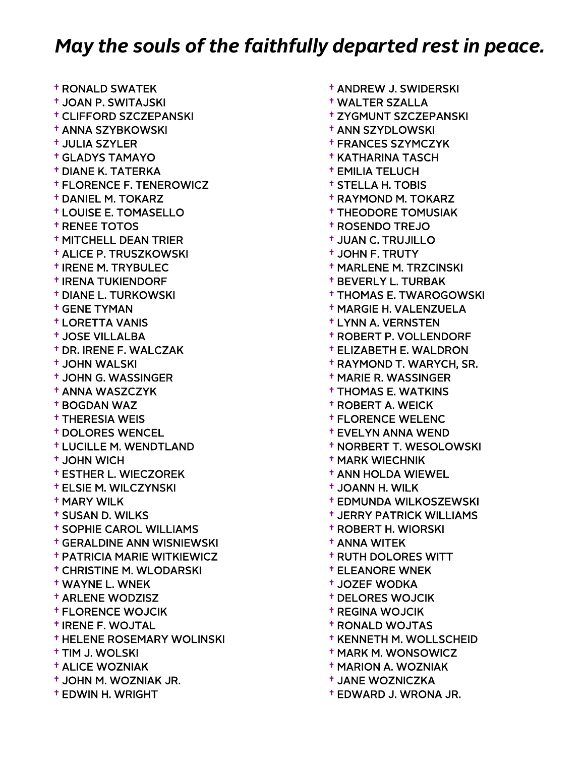## *May the souls of the faithfully departed rest in peace.*

- † RONALD SWATEK
- † JOAN P. SWITAJSKI
- † CLIFFORD SZCZEPANSKI
- † ANNA SZYBKOWSKI
- † JULIA SZYLER
- † GLADYS TAMAYO
- † DIANE K. TATERKA
- † FLORENCE F. TENEROWICZ
- † DANIEL M. TOKARZ
- † LOUISE E. TOMASELLO
- † RENEE TOTOS
- † MITCHELL DEAN TRIER
- † ALICE P. TRUSZKOWSKI
- † IRENE M. TRYBULEC
- † IRENA TUKIENDORF
- † DIANE L. TURKOWSKI
- † GENE TYMAN
- † LORETTA VANIS
- † JOSE VILLALBA
- † DR. IRENE F. WALCZAK
- † JOHN WALSKI
- † JOHN G. WASSINGER
- † ANNA WASZCZYK
- † BOGDAN WAZ
- † THERESIA WEIS
- † DOLORES WENCEL
- † LUCILLE M. WENDTLAND
- † JOHN WICH
- † ESTHER L. WIECZOREK
- † ELSIE M. WILCZYNSKI
- † MARY WILK
- † SUSAN D. WILKS
- † SOPHIE CAROL WILLIAMS
- † GERALDINE ANN WISNIEWSKI
- † PATRICIA MARIE WITKIEWICZ
- † CHRISTINE M. WLODARSKI
- † WAYNE L. WNEK
- † ARLENE WODZISZ
- † FLORENCE WOJCIK
- † IRENE F. WOJTAL
- † HELENE ROSEMARY WOLINSKI
- † TIM J. WOLSKI
- † ALICE WOZNIAK
- † JOHN M. WOZNIAK JR.
- † EDWIN H. WRIGHT
- † ANDREW J. SWIDERSKI
- † WALTER SZALLA
- † ZYGMUNT SZCZEPANSKI
- † ANN SZYDLOWSKI
- † FRANCES SZYMCZYK
- † KATHARINA TASCH
- † EMILIA TELUCH
- † STELLA H. TOBIS
- † RAYMOND M. TOKARZ
- † THEODORE TOMUSIAK
- † ROSENDO TREJO
- † JUAN C. TRUJILLO
- † JOHN F. TRUTY
- † MARLENE M. TRZCINSKI
- † BEVERLY L. TURBAK
- † THOMAS E. TWAROGOWSKI
- † MARGIE H. VALENZUELA
- † LYNN A. VERNSTEN
- † ROBERT P. VOLLENDORF
- † ELIZABETH E. WALDRON
- † RAYMOND T. WARYCH, SR.
- † MARIE R. WASSINGER
- † THOMAS E. WATKINS
- † ROBERT A. WEICK
- † FLORENCE WELENC
- † EVELYN ANNA WEND
- † NORBERT T. WESOLOWSKI
- † MARK WIECHNIK
- † ANN HOLDA WIEWEL
- † JOANN H. WILK
- † EDMUNDA WILKOSZEWSKI
- † JERRY PATRICK WILLIAMS
- † ROBERT H. WIORSKI
- † ANNA WITEK
- † RUTH DOLORES WITT
- † ELEANORE WNEK
- † JOZEF WODKA
- † DELORES WOJCIK
- † REGINA WOJCIK
- † RONALD WOJTAS
- † KENNETH M. WOLLSCHEID
- † MARK M. WONSOWICZ
- † MARION A. WOZNIAK
- † JANE WOZNICZKA
- † EDWARD J. WRONA JR.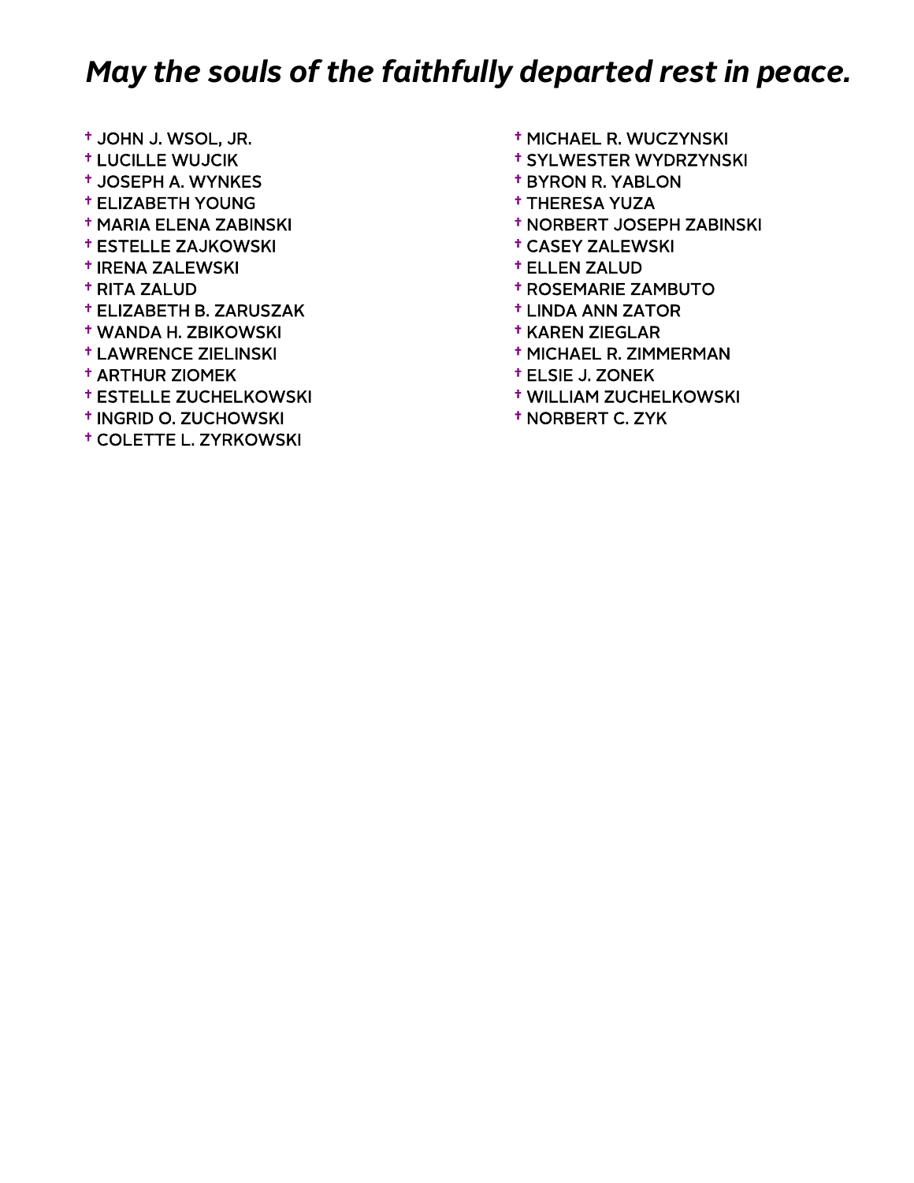## *May the souls of the faithfully departed rest in peace.*

- † JOHN J. WSOL, JR.
- † LUCILLE WUJCIK
- † JOSEPH A. WYNKES
- † ELIZABETH YOUNG
- † MARIA ELENA ZABINSKI
- † ESTELLE ZAJKOWSKI
- † IRENA ZALEWSKI
- † RITA ZALUD
- † ELIZABETH B. ZARUSZAK
- † WANDA H. ZBIKOWSKI
- † LAWRENCE ZIELINSKI
- † ARTHUR ZIOMEK
- † ESTELLE ZUCHELKOWSKI
- † INGRID O. ZUCHOWSKI
- † COLETTE L. ZYRKOWSKI
- † MICHAEL R. WUCZYNSKI
- † SYLWESTER WYDRZYNSKI
- † BYRON R. YABLON
- † THERESA YUZA
- † NORBERT JOSEPH ZABINSKI
- † CASEY ZALEWSKI
- † ELLEN ZALUD
- † ROSEMARIE ZAMBUTO
- † LINDA ANN ZATOR
- † KAREN ZIEGLAR
- † MICHAEL R. ZIMMERMAN
- † ELSIE J. ZONEK
- † WILLIAM ZUCHELKOWSKI
- † NORBERT C. ZYK